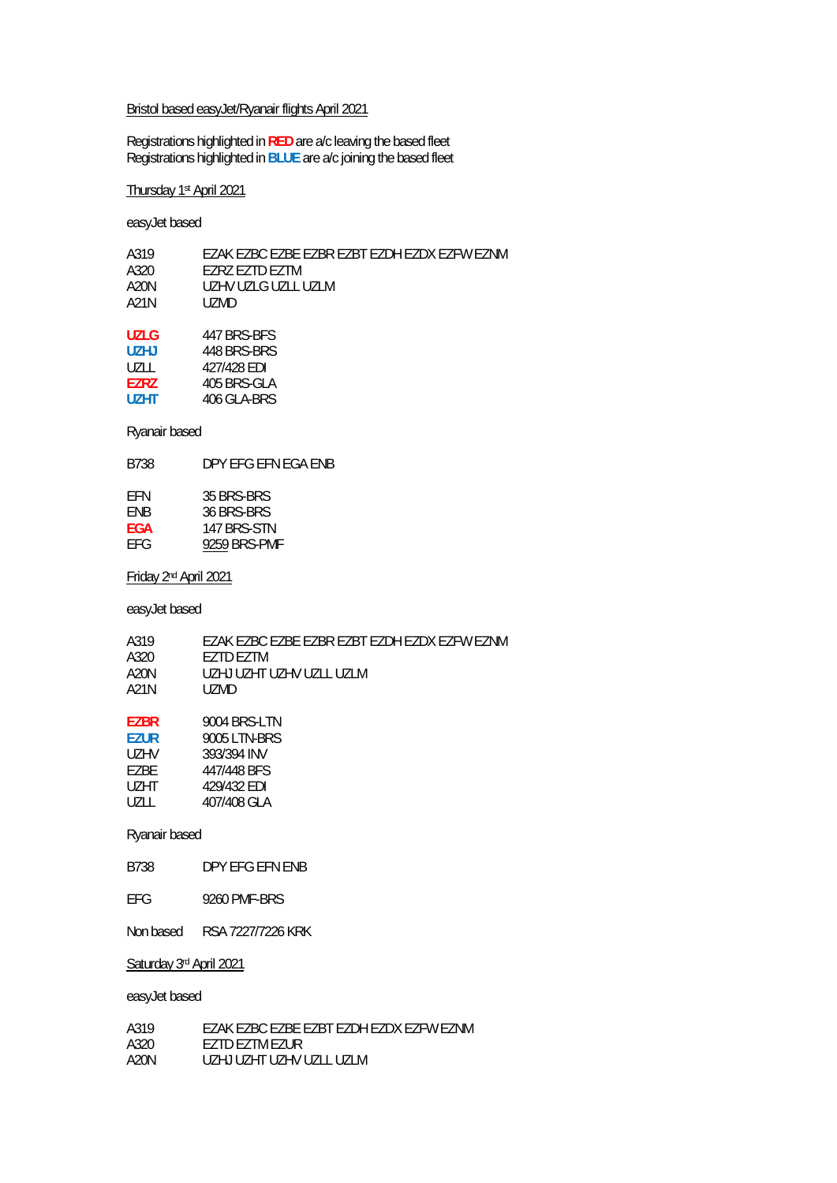Bristol based easyJet/Ryanair flights April 2021

Registrations highlighted in **RED** are a/c leaving the based fleet
Registrations highlighted in **BLUE** are a/c joining the based fleet

Thursday 1st April 2021

easyJet based

| | |
|---|---|
| A319 | EZAK EZBC EZBE EZBR EZBT EZDH EZDX EZFW EZNM |
| A320 | EZRZ EZTD EZTM |
| A20N | UZHV UZLG UZLL UZLM |
| A21N | UZMD |

| | |
|---|---|
| **UZLG** | 447 BRS-BFS |
| **UZHJ** | 448 BRS-BRS |
| UZLL | 427/428 EDI |
| **EZRZ** | 405 BRS-GLA |
| **UZHT** | 406 GLA-BRS |

Ryanair based

| | |
|---|---|
| B738 | DPY EFG EFN EGA ENB |

| | |
|---|---|
| EFN | 35 BRS-BRS |
| ENB | 36 BRS-BRS |
| **EGA** | 147 BRS-STN |
| EFG | 9259 BRS-PMF |

Friday 2nd April 2021

easyJet based

| | |
|---|---|
| A319 | EZAK EZBC EZBE EZBR EZBT EZDH EZDX EZFW EZNM |
| A320 | EZTD EZTM |
| A20N | UZHJ UZHT UZHV UZLL UZLM |
| A21N | UZMD |

| | |
|---|---|
| **EZBR** | 9004 BRS-LTN |
| **EZUR** | 9005 LTN-BRS |
| UZHV | 393/394 INV |
| EZBE | 447/448 BFS |
| UZHT | 429/432 EDI |
| UZLL | 407/408 GLA |

Ryanair based

| | |
|---|---|
| B738 | DPY EFG EFN ENB |

| | |
|---|---|
| EFG | 9260 PMF-BRS |

| | |
|---|---|
| Non based | RSA 7227/7226 KRK |

Saturday 3rd April 2021

easyJet based

| | |
|---|---|
| A319 | EZAK EZBC EZBE EZBT EZDH EZDX EZFW EZNM |
| A320 | EZTD EZTM EZUR |
| A20N | UZHJ UZHT UZHV UZLL UZLM |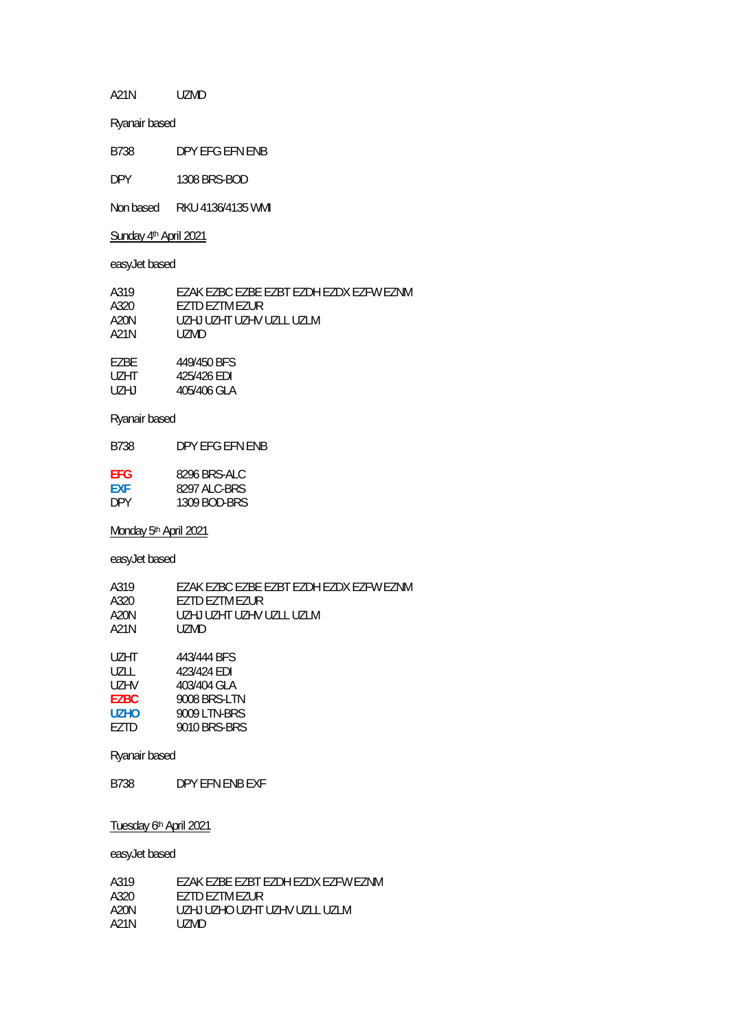A21N UZMD

Ryanair based

B738 DPY EFG EFN ENB

DPY 1308 BRS-BOD

Non based RKU 4136/4135 WMI

Sunday 4th April 2021

easyJet based

A319 EZAK EZBC EZBE EZBT EZDH EZDX EZFW EZNM
A320 EZTD EZTM EZUR
A20N UZHJ UZHT UZHV UZLL UZLM
A21N UZMD

EZBE 449/450 BFS
UZHT 425/426 EDI
UZHJ 405/406 GLA

Ryanair based

B738 DPY EFG EFN ENB

**EFG** 8296 BRS-ALC
**EXF** 8297 ALC-BRS
DPY 1309 BOD-BRS

Monday 5th April 2021

easyJet based

A319 EZAK EZBC EZBE EZBT EZDH EZDX EZFW EZNM
A320 EZTD EZTM EZUR
A20N UZHJ UZHT UZHV UZLL UZLM
A21N UZMD

UZHT 443/444 BFS
UZLL 423/424 EDI
UZHV 403/404 GLA
**EZBC** 9008 BRS-LTN
**UZHO** 9009 LTN-BRS
EZTD 9010 BRS-BRS

Ryanair based

B738 DPY EFN ENB EXF

Tuesday 6th April 2021

easyJet based

A319 EZAK EZBE EZBT EZDH EZDX EZFW EZNM
A320 EZTD EZTM EZUR
A20N UZHJ UZHO UZHT UZHV UZLL UZLM
A21N UZMD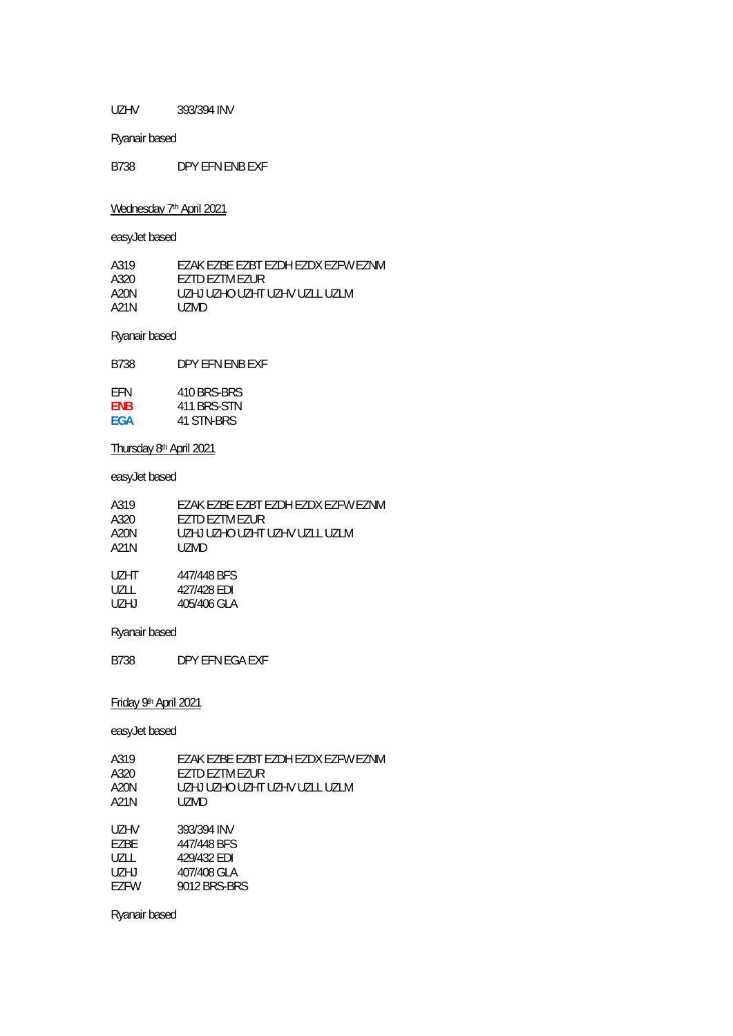| | |
|---|---|
| UZHV | 393/394 INV |

Ryanair based

| | |
|---|---|
| B738 | DPY EFN ENB EXF |

## Wednesday 7th April 2021

easyJet based

| | |
|---|---|
| A319 | EZAK EZBE EZBT EZDH EZDX EZFW EZNM |
| A320 | EZTD EZTM EZUR |
| A20N | UZHJ UZHO UZHT UZHV UZLL UZLM |
| A21N | UZMD |

Ryanair based

| | |
|---|---|
| B738 | DPY EFN ENB EXF |

| | |
|---|---|
| EFN | 410 BRS-BRS |
| **ENB** | 411 BRS-STN |
| **EGA** | 41 STN-BRS |

## Thursday 8th April 2021

easyJet based

| | |
|---|---|
| A319 | EZAK EZBE EZBT EZDH EZDX EZFW EZNM |
| A320 | EZTD EZTM EZUR |
| A20N | UZHJ UZHO UZHT UZHV UZLL UZLM |
| A21N | UZMD |

| | |
|---|---|
| UZHT | 447/448 BFS |
| UZLL | 427/428 EDI |
| UZHJ | 405/406 GLA |

Ryanair based

| | |
|---|---|
| B738 | DPY EFN EGA EXF |

## Friday 9th April 2021

easyJet based

| | |
|---|---|
| A319 | EZAK EZBE EZBT EZDH EZDX EZFW EZNM |
| A320 | EZTD EZTM EZUR |
| A20N | UZHJ UZHO UZHT UZHV UZLL UZLM |
| A21N | UZMD |

| | |
|---|---|
| UZHV | 393/394 INV |
| EZBE | 447/448 BFS |
| UZLL | 429/432 EDI |
| UZHJ | 407/408 GLA |
| EZFW | 9012 BRS-BRS |

Ryanair based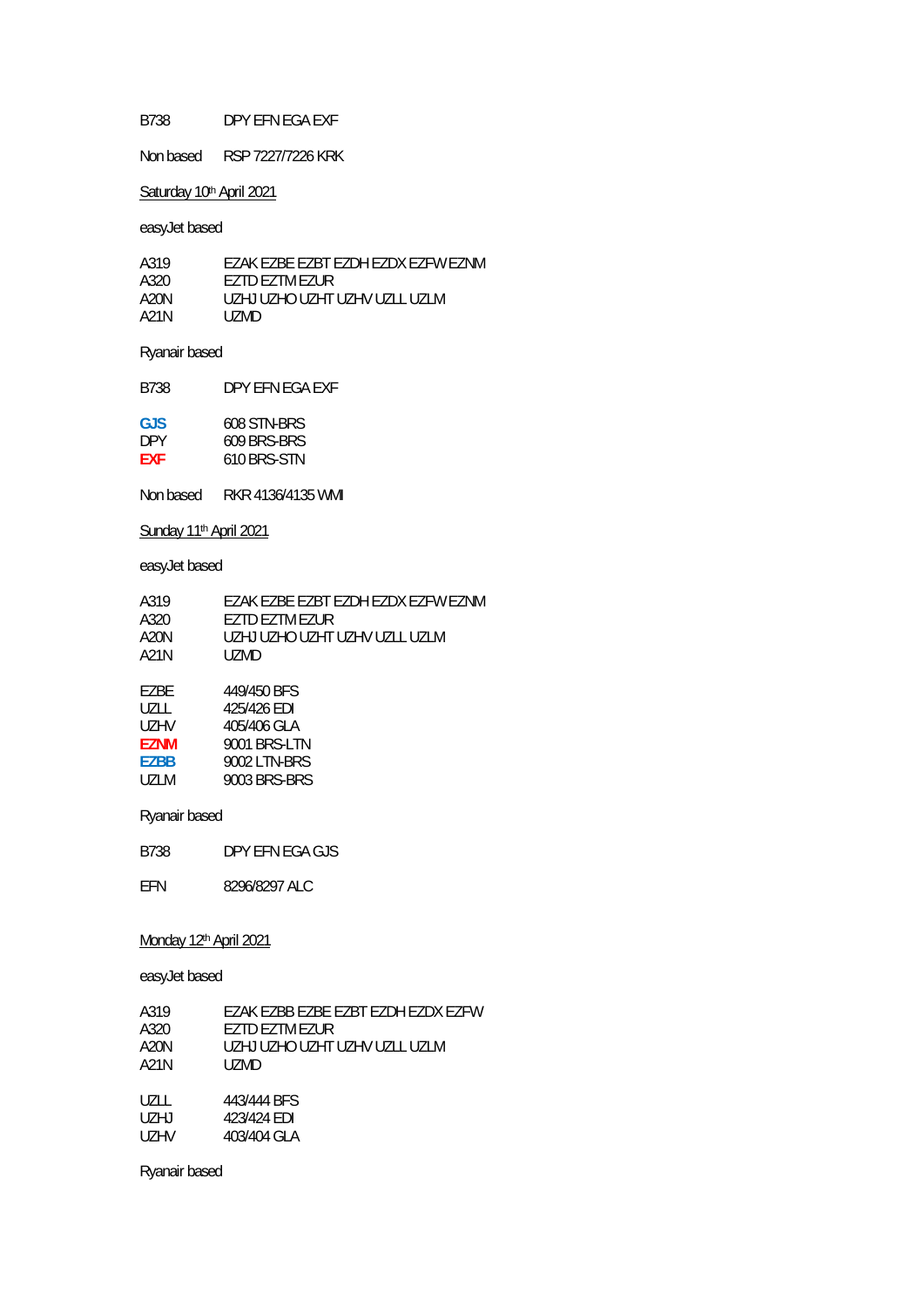B738 DPY EFN EGA EXF

Non based RSP 7227/7226 KRK

<u>Saturday 10th April 2021</u>

easyJet based

| | |
|---|---|
| A319 | EZAK EZBE EZBT EZDH EZDX EZFW EZNM |
| A320 | EZTD EZTM EZUR |
| A20N | UZHJ UZHO UZHT UZHV UZLL UZLM |
| A21N | UZMD |

Ryanair based

B738 DPY EFN EGA EXF

| | |
|---|---|
| **GJS** | 608 STN-BRS |
| DPY | 609 BRS-BRS |
| **EXF** | 610 BRS-STN |

Non based RKR 4136/4135 WMI

<u>Sunday 11th April 2021</u>

easyJet based

| | |
|---|---|
| A319 | EZAK EZBE EZBT EZDH EZDX EZFW EZNM |
| A320 | EZTD EZTM EZUR |
| A20N | UZHJ UZHO UZHT UZHV UZLL UZLM |
| A21N | UZMD |

| | |
|---|---|
| EZBE | 449/450 BFS |
| UZLL | 425/426 EDI |
| UZHV | 405/406 GLA |
| **EZNM** | 9001 BRS-LTN |
| **EZBB** | 9002 LTN-BRS |
| UZLM | 9003 BRS-BRS |

Ryanair based

B738 DPY EFN EGA GJS

EFN 8296/8297 ALC

<u>Monday 12th April 2021</u>

easyJet based

| | |
|---|---|
| A319 | EZAK EZBB EZBE EZBT EZDH EZDX EZFW |
| A320 | EZTD EZTM EZUR |
| A20N | UZHJ UZHO UZHT UZHV UZLL UZLM |
| A21N | UZMD |

| | |
|---|---|
| UZLL | 443/444 BFS |
| UZHJ | 423/424 EDI |
| UZHV | 403/404 GLA |

Ryanair based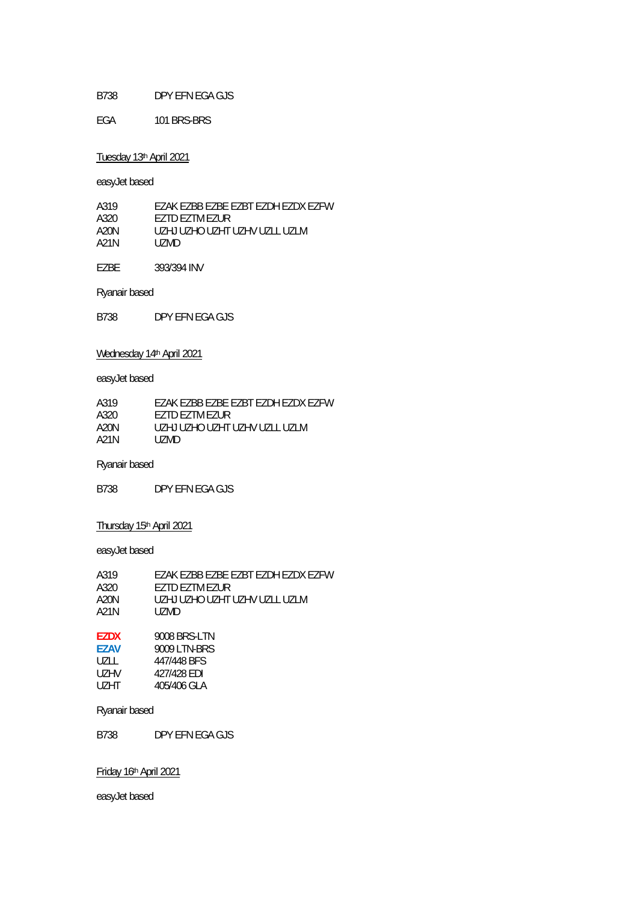B738 DPY EFN EGA GJS

EGA 101 BRS-BRS

Tuesday 13th April 2021

easyJet based

A319 EZAK EZBB EZBE EZBT EZDH EZDX EZFW
A320 EZTD EZTM EZUR
A20N UZHJ UZHO UZHT UZHV UZLL UZLM
A21N UZMD

EZBE 393/394 INV

Ryanair based

B738 DPY EFN EGA GJS

Wednesday 14th April 2021

easyJet based

A319 EZAK EZBB EZBE EZBT EZDH EZDX EZFW
A320 EZTD EZTM EZUR
A20N UZHJ UZHO UZHT UZHV UZLL UZLM
A21N UZMD

Ryanair based

B738 DPY EFN EGA GJS

Thursday 15th April 2021

easyJet based

A319 EZAK EZBB EZBE EZBT EZDH EZDX EZFW
A320 EZTD EZTM EZUR
A20N UZHJ UZHO UZHT UZHV UZLL UZLM
A21N UZMD

**EZDX** 9008 BRS-LTN
**EZAV** 9009 LTN-BRS
UZLL 447/448 BFS
UZHV 427/428 EDI
UZHT 405/406 GLA

Ryanair based

B738 DPY EFN EGA GJS

Friday 16th April 2021

easyJet based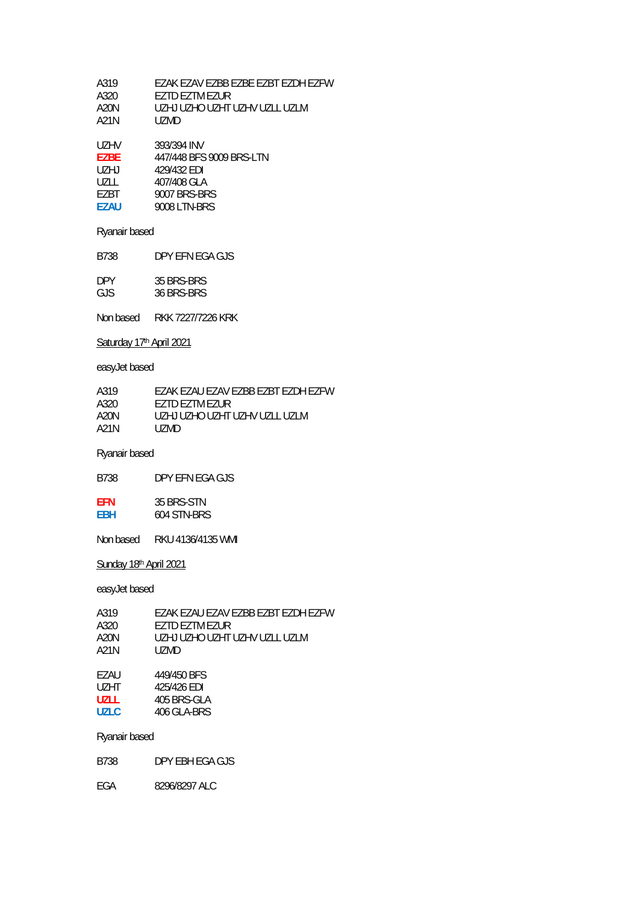| | |
|---|---|
| A319 | EZAK EZAV EZBB EZBE EZBT EZDH EZFW |
| A320 | EZTD EZTM EZUR |
| A20N | UZHJ UZHO UZHT UZHV UZLL UZLM |
| A21N | UZMD |

| | |
|---|---|
| UZHV | 393/394 INV |
| **EZBE** | 447/448 BFS 9009 BRS-LTN |
| UZHJ | 429/432 EDI |
| UZLL | 407/408 GLA |
| EZBT | 9007 BRS-BRS |
| **EZAU** | 9008 LTN-BRS |

Ryanair based

| | |
|---|---|
| B738 | DPY EFN EGA GJS |

| | |
|---|---|
| DPY | 35 BRS-BRS |
| GJS | 36 BRS-BRS |

Non based RKK 7227/7226 KRK

## Saturday 17th April 2021

easyJet based

| | |
|---|---|
| A319 | EZAK EZAU EZAV EZBB EZBT EZDH EZFW |
| A320 | EZTD EZTM EZUR |
| A20N | UZHJ UZHO UZHT UZHV UZLL UZLM |
| A21N | UZMD |

Ryanair based

| | |
|---|---|
| B738 | DPY EFN EGA GJS |

| | |
|---|---|
| **EFN** | 35 BRS-STN |
| **EBH** | 604 STN-BRS |

Non based RKU 4136/4135 WMI

## Sunday 18th April 2021

easyJet based

| | |
|---|---|
| A319 | EZAK EZAU EZAV EZBB EZBT EZDH EZFW |
| A320 | EZTD EZTM EZUR |
| A20N | UZHJ UZHO UZHT UZHV UZLL UZLM |
| A21N | UZMD |

| | |
|---|---|
| EZAU | 449/450 BFS |
| UZHT | 425/426 EDI |
| **UZLL** | 405 BRS-GLA |
| **UZLC** | 406 GLA-BRS |

Ryanair based

| | |
|---|---|
| B738 | DPY EBH EGA GJS |

| | |
|---|---|
| EGA | 8296/8297 ALC |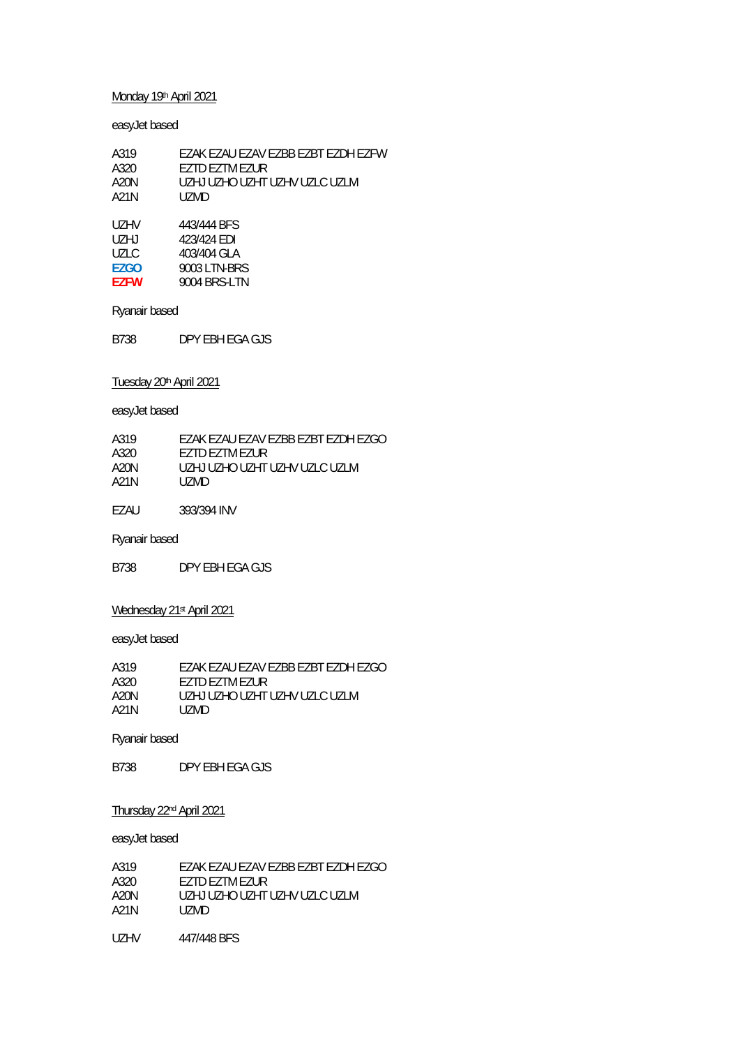Monday 19th April 2021

easyJet based

| | |
|---|---|
| A319 | EZAK EZAU EZAV EZBB EZBT EZDH EZFW |
| A320 | EZTD EZTM EZUR |
| A20N | UZHJ UZHO UZHT UZHV UZLC UZLM |
| A21N | UZMD |

| | |
|---|---|
| UZHV | 443/444 BFS |
| UZHJ | 423/424 EDI |
| UZLC | 403/404 GLA |
| **EZGO** | 9003 LTN-BRS |
| **EZFW** | 9004 BRS-LTN |

Ryanair based

| | |
|---|---|
| B738 | DPY EBH EGA GJS |

Tuesday 20th April 2021

easyJet based

| | |
|---|---|
| A319 | EZAK EZAU EZAV EZBB EZBT EZDH EZGO |
| A320 | EZTD EZTM EZUR |
| A20N | UZHJ UZHO UZHT UZHV UZLC UZLM |
| A21N | UZMD |

| | |
|---|---|
| EZAU | 393/394 INV |

Ryanair based

| | |
|---|---|
| B738 | DPY EBH EGA GJS |

Wednesday 21st April 2021

easyJet based

| | |
|---|---|
| A319 | EZAK EZAU EZAV EZBB EZBT EZDH EZGO |
| A320 | EZTD EZTM EZUR |
| A20N | UZHJ UZHO UZHT UZHV UZLC UZLM |
| A21N | UZMD |

Ryanair based

| | |
|---|---|
| B738 | DPY EBH EGA GJS |

Thursday 22nd April 2021

easyJet based

| | |
|---|---|
| A319 | EZAK EZAU EZAV EZBB EZBT EZDH EZGO |
| A320 | EZTD EZTM EZUR |
| A20N | UZHJ UZHO UZHT UZHV UZLC UZLM |
| A21N | UZMD |

| | |
|---|---|
| UZHV | 447/448 BFS |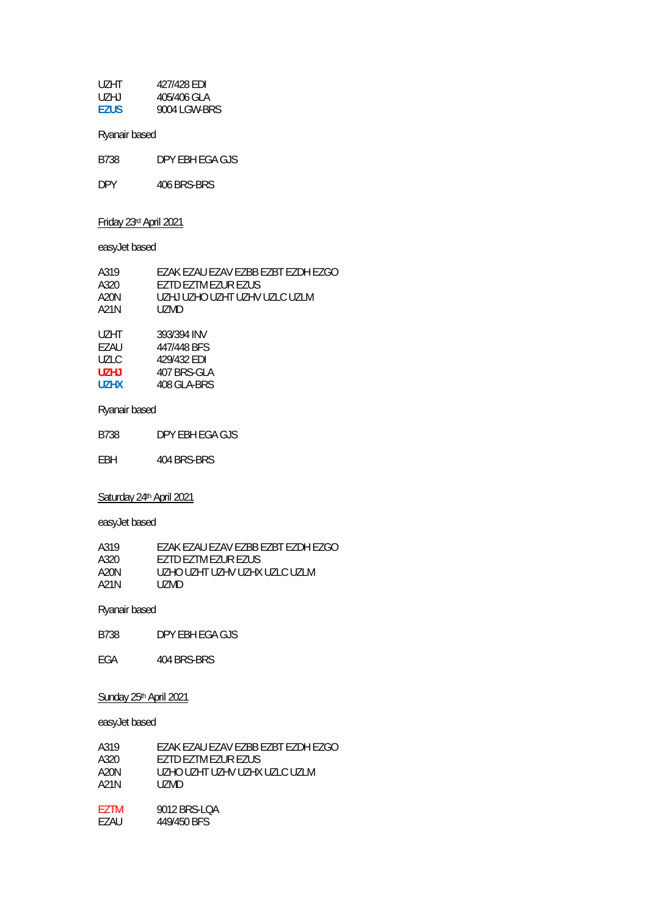UZHT 427/428 EDI
UZHJ 405/406 GLA
**EZUS** 9004 LGW-BRS

Ryanair based

B738 DPY EBH EGA GJS

DPY 406 BRS-BRS

Friday 23rd April 2021

easyJet based

A319 EZAK EZAU EZAV EZBB EZBT EZDH EZGO
A320 EZTD EZTM EZUR EZUS
A20N UZHJ UZHO UZHT UZHV UZLC UZLM
A21N UZMD

UZHT 393/394 INV
EZAU 447/448 BFS
UZLC 429/432 EDI
**UZHJ** 407 BRS-GLA
**UZHX** 408 GLA-BRS

Ryanair based

B738 DPY EBH EGA GJS

EBH 404 BRS-BRS

Saturday 24th April 2021

easyJet based

A319 EZAK EZAU EZAV EZBB EZBT EZDH EZGO
A320 EZTD EZTM EZUR EZUS
A20N UZHO UZHT UZHV UZHX UZLC UZLM
A21N UZMD

Ryanair based

B738 DPY EBH EGA GJS

EGA 404 BRS-BRS

Sunday 25th April 2021

easyJet based

A319 EZAK EZAU EZAV EZBB EZBT EZDH EZGO
A320 EZTD EZTM EZUR EZUS
A20N UZHO UZHT UZHV UZHX UZLC UZLM
A21N UZMD

EZTM 9012 BRS-LQA
EZAU 449/450 BFS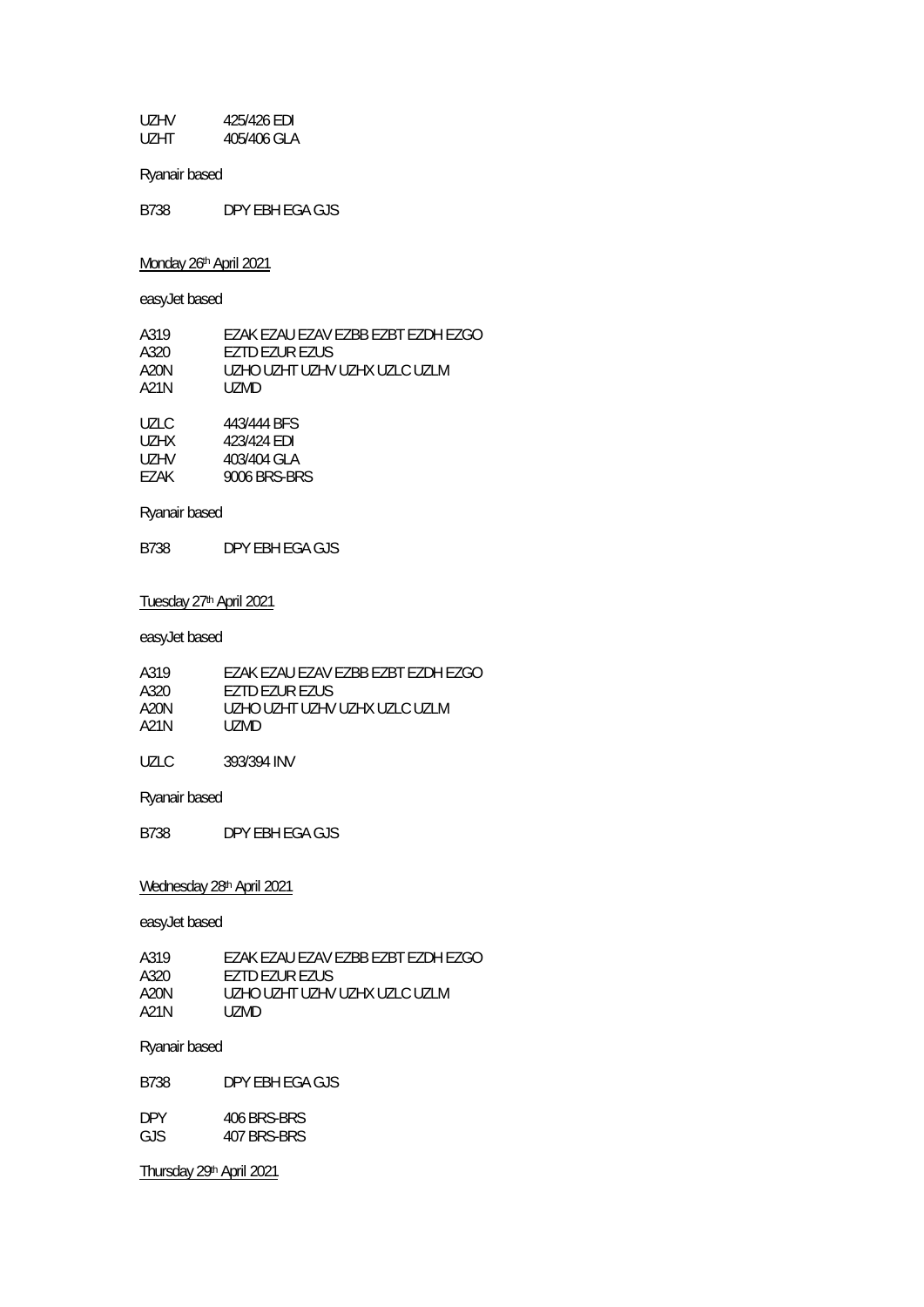UZHV 425/426 EDI
UZHT 405/406 GLA

Ryanair based

B738 DPY EBH EGA GJS

Monday 26th April 2021

easyJet based

A319 EZAK EZAU EZAV EZBB EZBT EZDH EZGO
A320 EZTD EZUR EZUS
A20N UZHO UZHT UZHV UZHX UZLC UZLM
A21N UZMD

UZLC 443/444 BFS
UZHX 423/424 EDI
UZHV 403/404 GLA
EZAK 9006 BRS-BRS

Ryanair based

B738 DPY EBH EGA GJS

Tuesday 27th April 2021

easyJet based

A319 EZAK EZAU EZAV EZBB EZBT EZDH EZGO
A320 EZTD EZUR EZUS
A20N UZHO UZHT UZHV UZHX UZLC UZLM
A21N UZMD

UZLC 393/394 INV

Ryanair based

B738 DPY EBH EGA GJS

Wednesday 28th April 2021

easyJet based

A319 EZAK EZAU EZAV EZBB EZBT EZDH EZGO
A320 EZTD EZUR EZUS
A20N UZHO UZHT UZHV UZHX UZLC UZLM
A21N UZMD

Ryanair based

B738 DPY EBH EGA GJS

DPY 406 BRS-BRS
GJS 407 BRS-BRS

Thursday 29th April 2021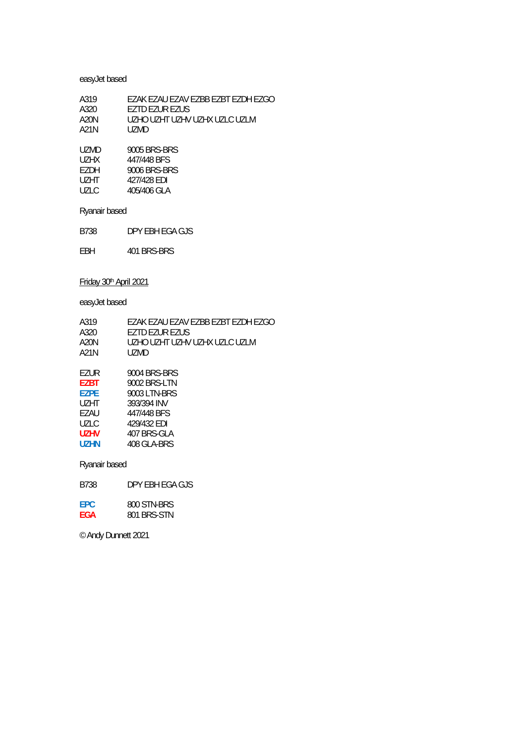easyJet based

| | |
|---|---|
| A319 | EZAK EZAU EZAV EZBB EZBT EZDH EZGO |
| A320 | EZTD EZUR EZUS |
| A20N | UZHO UZHT UZHV UZHX UZLC UZLM |
| A21N | UZMD |

| | |
|---|---|
| UZMD | 9005 BRS-BRS |
| UZHX | 447/448 BFS |
| EZDH | 9006 BRS-BRS |
| UZHT | 427/428 EDI |
| UZLC | 405/406 GLA |

Ryanair based

| | |
|---|---|
| B738 | DPY EBH EGA GJS |

| | |
|---|---|
| EBH | 401 BRS-BRS |

<u>Friday 30th April 2021</u>

easyJet based

| | |
|---|---|
| A319 | EZAK EZAU EZAV EZBB EZBT EZDH EZGO |
| A320 | EZTD EZUR EZUS |
| A20N | UZHO UZHT UZHV UZHX UZLC UZLM |
| A21N | UZMD |

| | |
|---|---|
| EZUR | 9004 BRS-BRS |
| **EZBT** | 9002 BRS-LTN |
| **EZPE** | 9003 LTN-BRS |
| UZHT | 393/394 INV |
| EZAU | 447/448 BFS |
| UZLC | 429/432 EDI |
| **UZHV** | 407 BRS-GLA |
| **UZHN** | 408 GLA-BRS |

Ryanair based

| | |
|---|---|
| B738 | DPY EBH EGA GJS |

| | |
|---|---|
| **EPC** | 800 STN-BRS |
| **EGA** | 801 BRS-STN |

© Andy Dunnett 2021